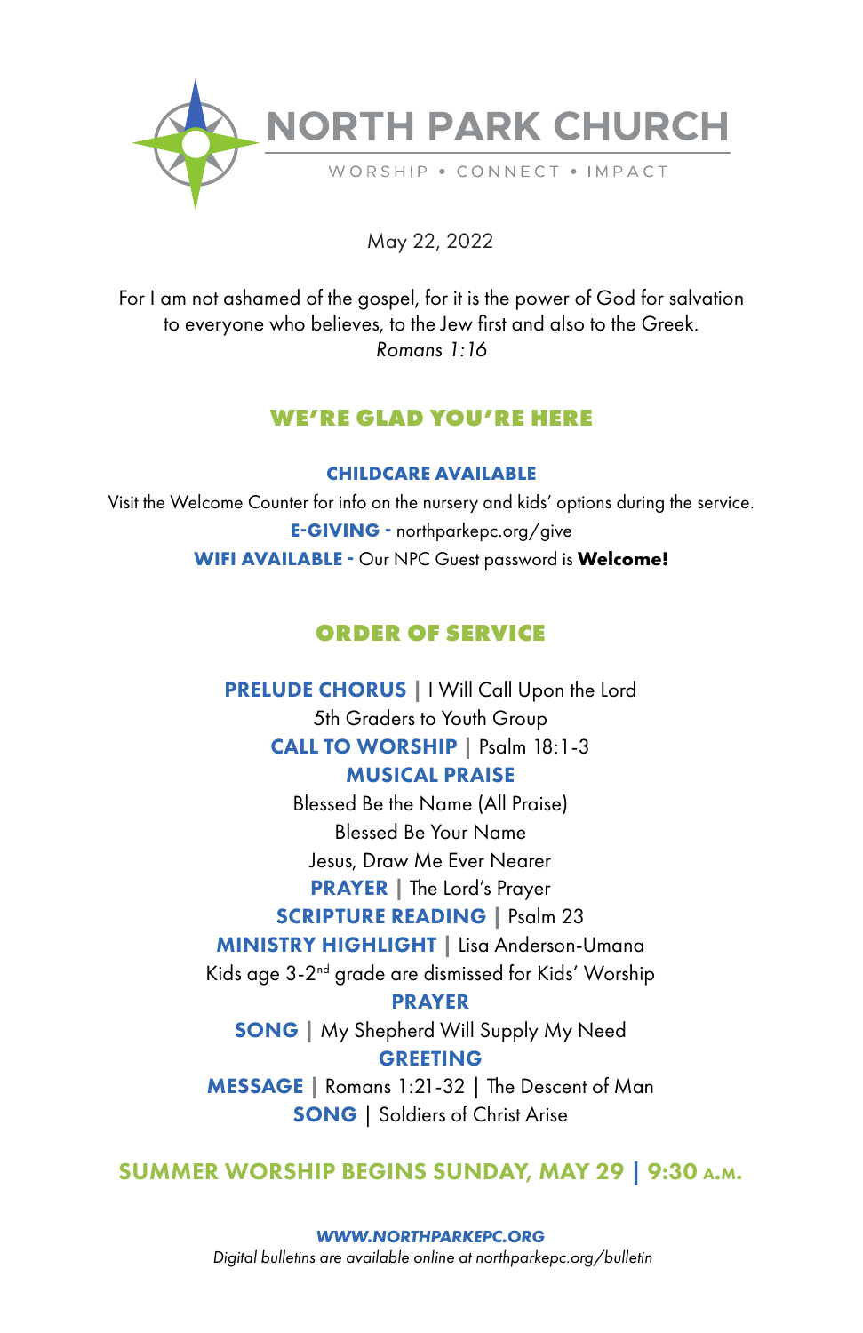# NORTH PARK CHURCH

WORSHIP • CONNECT • IMPACT

May 22, 2022

For I am not ashamed of the gospel, for it is the power of God for salvation to everyone who believes, to the Jew first and also to the Greek.
*Romans 1:16*

## WE'RE GLAD YOU'RE HERE

**CHILDCARE AVAILABLE**

Visit the Welcome Counter for info on the nursery and kids' options during the service.

**E-GIVING -** northparkepc.org/give

**WIFI AVAILABLE -** Our NPC Guest password is **Welcome!**

## ORDER OF SERVICE

**PRELUDE CHORUS** | I Will Call Upon the Lord
5th Graders to Youth Group

**CALL TO WORSHIP** | Psalm 18:1-3

**MUSICAL PRAISE**
Blessed Be the Name (All Praise)
Blessed Be Your Name
Jesus, Draw Me Ever Nearer

**PRAYER** | The Lord's Prayer

**SCRIPTURE READING** | Psalm 23

**MINISTRY HIGHLIGHT** | Lisa Anderson-Umana
Kids age 3-2nd grade are dismissed for Kids' Worship

**PRAYER**

**SONG** | My Shepherd Will Supply My Need

**GREETING**

**MESSAGE** | Romans 1:21-32 | The Descent of Man

**SONG** | Soldiers of Christ Arise

## SUMMER WORSHIP BEGINS SUNDAY, MAY 29 | 9:30 A.M.

***WWW.NORTHPARKEPC.ORG***

*Digital bulletins are available online at northparkepc.org/bulletin*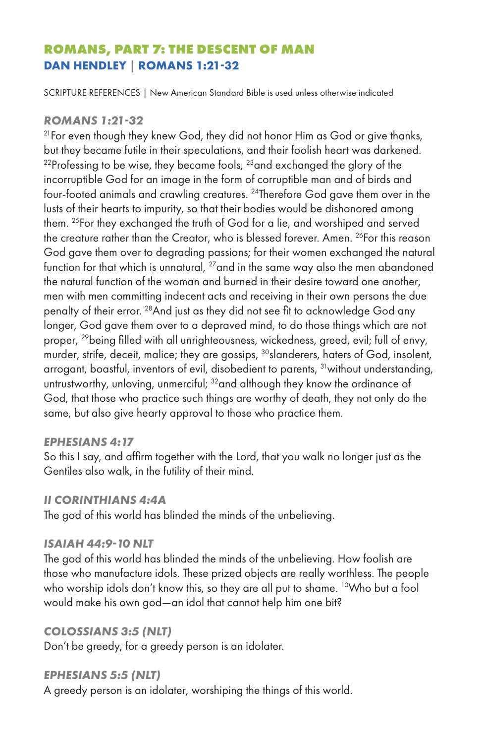## ROMANS, PART 7: THE DESCENT OF MAN

### DAN HENDLEY | ROMANS 1:21-32

SCRIPTURE REFERENCES | New American Standard Bible is used unless otherwise indicated

#### *ROMANS 1:21-32*

[21]For even though they knew God, they did not honor Him as God or give thanks, but they became futile in their speculations, and their foolish heart was darkened. [22]Professing to be wise, they became fools, [23]and exchanged the glory of the incorruptible God for an image in the form of corruptible man and of birds and four-footed animals and crawling creatures. [24]Therefore God gave them over in the lusts of their hearts to impurity, so that their bodies would be dishonored among them. [25]For they exchanged the truth of God for a lie, and worshiped and served the creature rather than the Creator, who is blessed forever. Amen. [26]For this reason God gave them over to degrading passions; for their women exchanged the natural function for that which is unnatural, [27]and in the same way also the men abandoned the natural function of the woman and burned in their desire toward one another, men with men committing indecent acts and receiving in their own persons the due penalty of their error. [28]And just as they did not see fit to acknowledge God any longer, God gave them over to a depraved mind, to do those things which are not proper, [29]being filled with all unrighteousness, wickedness, greed, evil; full of envy, murder, strife, deceit, malice; they are gossips, [30]slanderers, haters of God, insolent, arrogant, boastful, inventors of evil, disobedient to parents, [31]without understanding, untrustworthy, unloving, unmerciful; [32]and although they know the ordinance of God, that those who practice such things are worthy of death, they not only do the same, but also give hearty approval to those who practice them.

#### *EPHESIANS 4:17*

So this I say, and affirm together with the Lord, that you walk no longer just as the Gentiles also walk, in the futility of their mind.

#### *II CORINTHIANS 4:4A*

The god of this world has blinded the minds of the unbelieving.

#### *ISAIAH 44:9-10 NLT*

The god of this world has blinded the minds of the unbelieving. How foolish are those who manufacture idols. These prized objects are really worthless. The people who worship idols don't know this, so they are all put to shame. [10]Who but a fool would make his own god—an idol that cannot help him one bit?

#### *COLOSSIANS 3:5 (NLT)*

Don't be greedy, for a greedy person is an idolater.

#### *EPHESIANS 5:5 (NLT)*

A greedy person is an idolater, worshiping the things of this world.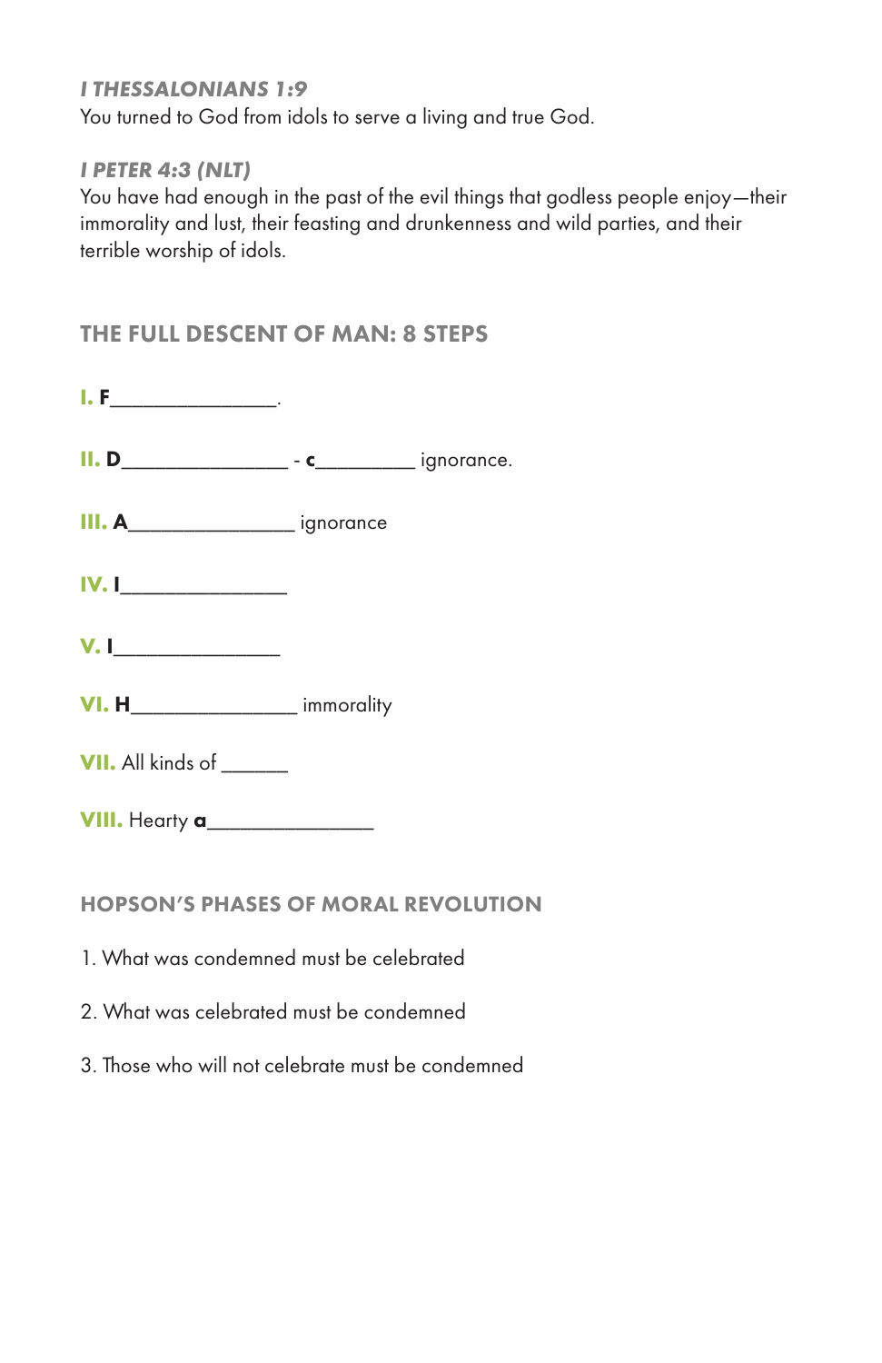***I THESSALONIANS 1:9***
You turned to God from idols to serve a living and true God.

***I PETER 4:3 (NLT)***
You have had enough in the past of the evil things that godless people enjoy—their immorality and lust, their feasting and drunkenness and wild parties, and their terrible worship of idols.

## THE FULL DESCENT OF MAN: 8 STEPS

**I. F**_______________.

**II. D**_______________ - **c**_________ ignorance.

**III. A**_______________ ignorance

**IV. I**_______________

**V. I**_______________

**VI. H**_______________ immorality

**VII.** All kinds of ______

**VIII.** Hearty **a**_______________

## HOPSON'S PHASES OF MORAL REVOLUTION

1. What was condemned must be celebrated

2. What was celebrated must be condemned

3. Those who will not celebrate must be condemned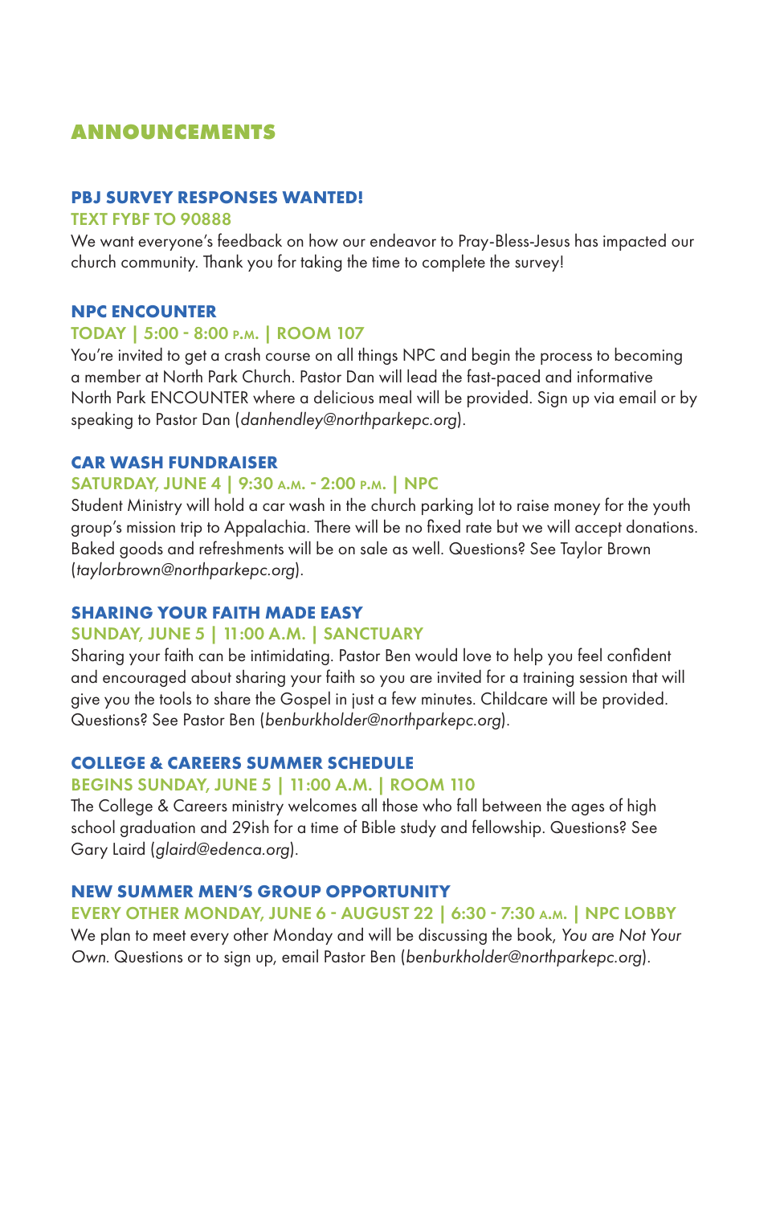# ANNOUNCEMENTS

## PBJ SURVEY RESPONSES WANTED!

### TEXT FYBF TO 90888

We want everyone's feedback on how our endeavor to Pray-Bless-Jesus has impacted our church community. Thank you for taking the time to complete the survey!

## NPC ENCOUNTER

### TODAY | 5:00 - 8:00 P.M. | ROOM 107

You're invited to get a crash course on all things NPC and begin the process to becoming a member at North Park Church. Pastor Dan will lead the fast-paced and informative North Park ENCOUNTER where a delicious meal will be provided. Sign up via email or by speaking to Pastor Dan (*danhendley@northparkepc.org*).

## CAR WASH FUNDRAISER

### SATURDAY, JUNE 4 | 9:30 A.M. - 2:00 P.M. | NPC

Student Ministry will hold a car wash in the church parking lot to raise money for the youth group's mission trip to Appalachia. There will be no fixed rate but we will accept donations. Baked goods and refreshments will be on sale as well. Questions? See Taylor Brown (*taylorbrown@northparkepc.org*).

## SHARING YOUR FAITH MADE EASY

### SUNDAY, JUNE 5 | 11:00 A.M. | SANCTUARY

Sharing your faith can be intimidating. Pastor Ben would love to help you feel confident and encouraged about sharing your faith so you are invited for a training session that will give you the tools to share the Gospel in just a few minutes. Childcare will be provided. Questions? See Pastor Ben (*benburkholder@northparkepc.org*).

## COLLEGE & CAREERS SUMMER SCHEDULE

### BEGINS SUNDAY, JUNE 5 | 11:00 A.M. | ROOM 110

The College & Careers ministry welcomes all those who fall between the ages of high school graduation and 29ish for a time of Bible study and fellowship. Questions? See Gary Laird (*glaird@edenca.org*).

## NEW SUMMER MEN'S GROUP OPPORTUNITY

### EVERY OTHER MONDAY, JUNE 6 - AUGUST 22 | 6:30 - 7:30 A.M. | NPC LOBBY

We plan to meet every other Monday and will be discussing the book, *You are Not Your Own*. Questions or to sign up, email Pastor Ben (*benburkholder@northparkepc.org*).